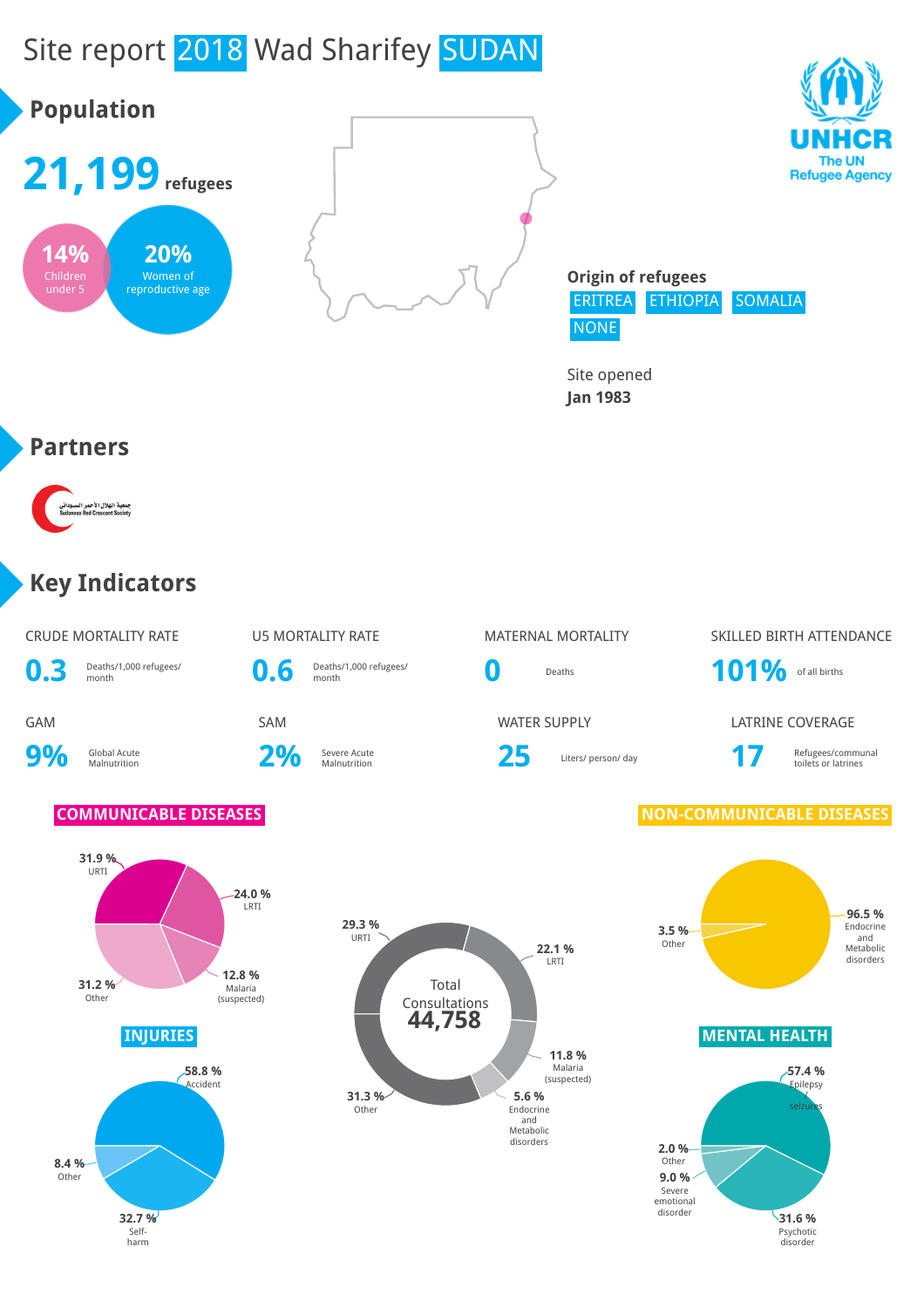# Site report 2018 Wad Sharifey SUDAN

UNHCR
The UN Refugee Agency

## Population

**21,199** refugees

- **14%** Children under 5
- **20%** Women of reproductive age

**Origin of refugees**

ERITREA ETHIOPIA SOMALIA NONE

Site opened
**Jan 1983**

## Partners

جمعية الهلال الأحمر السوداني
Sudanese Red Crescent Society

## Key Indicators

| Indicator | Value | Unit |
|---|---|---|
| CRUDE MORTALITY RATE | 0.3 | Deaths/1,000 refugees/ month |
| U5 MORTALITY RATE | 0.6 | Deaths/1,000 refugees/ month |
| MATERNAL MORTALITY | 0 | Deaths |
| SKILLED BIRTH ATTENDANCE | 101% | of all births |
| GAM | 9% | Global Acute Malnutrition |
| SAM | 2% | Severe Acute Malnutrition |
| WATER SUPPLY | 25 | Liters/ person/ day |
| LATRINE COVERAGE | 17 | Refugees/communal toilets or latrines |

### COMMUNICABLE DISEASES

- 31.9 % URTI
- 24.0 % LRTI
- 12.8 % Malaria (suspected)
- 31.2 % Other

### Total Consultations 44,758

- 29.3 % URTI
- 22.1 % LRTI
- 11.8 % Malaria (suspected)
- 5.6 % Endocrine and Metabolic disorders
- 31.3 % Other

### NON-COMMUNICABLE DISEASES

- 96.5 % Endocrine and Metabolic disorders
- 3.5 % Other

### INJURIES

- 58.8 % Accident
- 32.7 % Self-harm
- 8.4 % Other

### MENTAL HEALTH

- 57.4 % Epilepsy seizures
- 31.6 % Psychotic disorder
- 9.0 % Severe emotional disorder
- 2.0 % Other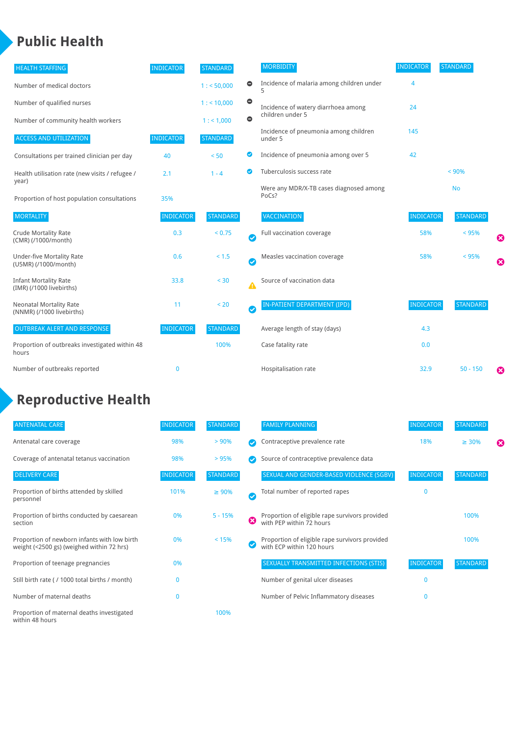# Public Health

| HEALTH STAFFING | INDICATOR | STANDARD |
|---|---|---|
| Number of medical doctors | | 1 : < 50,000 |
| Number of qualified nurses | | 1 : < 10,000 |
| Number of community health workers | | 1 : < 1,000 |

| ACCESS AND UTILIZATION | INDICATOR | STANDARD |
|---|---|---|
| Consultations per trained clinician per day | 40 | < 50 |
| Health utilisation rate (new visits / refugee / year) | 2.1 | 1 - 4 |
| Proportion of host population consultations | 35% | |

| MORTALITY | INDICATOR | STANDARD |
|---|---|---|
| Crude Mortality Rate (CMR) (/1000/month) | 0.3 | < 0.75 |
| Under-five Mortality Rate (U5MR) (/1000/month) | 0.6 | < 1.5 |
| Infant Mortality Rate (IMR) (/1000 livebirths) | 33.8 | < 30 |
| Neonatal Mortality Rate (NNMR) (/1000 livebirths) | 11 | < 20 |

| OUTBREAK ALERT AND RESPONSE | INDICATOR | STANDARD |
|---|---|---|
| Proportion of outbreaks investigated within 48 hours | | 100% |
| Number of outbreaks reported | 0 | |

| MORBIDITY | INDICATOR | STANDARD |
|---|---|---|
| Incidence of malaria among children under 5 | 4 | |
| Incidence of watery diarrhoea among children under 5 | 24 | |
| Incidence of pneumonia among children under 5 | 145 | |
| Incidence of pneumonia among over 5 | 42 | |
| Tuberculosis success rate | | < 90% |
| Were any MDR/X-TB cases diagnosed among PoCs? | | No |

| VACCINATION | INDICATOR | STANDARD |
|---|---|---|
| Full vaccination coverage | 58% | < 95% |
| Measles vaccination coverage | 58% | < 95% |
| Source of vaccination data | | |

| IN-PATIENT DEPARTMENT (IPD) | INDICATOR | STANDARD |
|---|---|---|
| Average length of stay (days) | 4.3 | |
| Case fatality rate | 0.0 | |
| Hospitalisation rate | 32.9 | 50 - 150 |

# Reproductive Health

| ANTENATAL CARE | INDICATOR | STANDARD |
|---|---|---|
| Antenatal care coverage | 98% | > 90% |
| Coverage of antenatal tetanus vaccination | 98% | > 95% |

| DELIVERY CARE | INDICATOR | STANDARD |
|---|---|---|
| Proportion of births attended by skilled personnel | 101% | ≥ 90% |
| Proportion of births conducted by caesarean section | 0% | 5 - 15% |
| Proportion of newborn infants with low birth weight (<2500 gs) (weighed within 72 hrs) | 0% | < 15% |
| Proportion of teenage pregnancies | 0% | |
| Still birth rate ( / 1000 total births / month) | 0 | |
| Number of maternal deaths | 0 | |
| Proportion of maternal deaths investigated within 48 hours | | 100% |

| FAMILY PLANNING | INDICATOR | STANDARD |
|---|---|---|
| Contraceptive prevalence rate | 18% | ≥ 30% |
| Source of contraceptive prevalence data | | |

| SEXUAL AND GENDER-BASED VIOLENCE (SGBV) | INDICATOR | STANDARD |
|---|---|---|
| Total number of reported rapes | 0 | |
| Proportion of eligible rape survivors provided with PEP within 72 hours | | 100% |
| Proportion of eligible rape survivors provided with ECP within 120 hours | | 100% |

| SEXUALLY TRANSMITTED INFECTIONS (STIS) | INDICATOR | STANDARD |
|---|---|---|
| Number of genital ulcer diseases | 0 | |
| Number of Pelvic Inflammatory diseases | 0 | |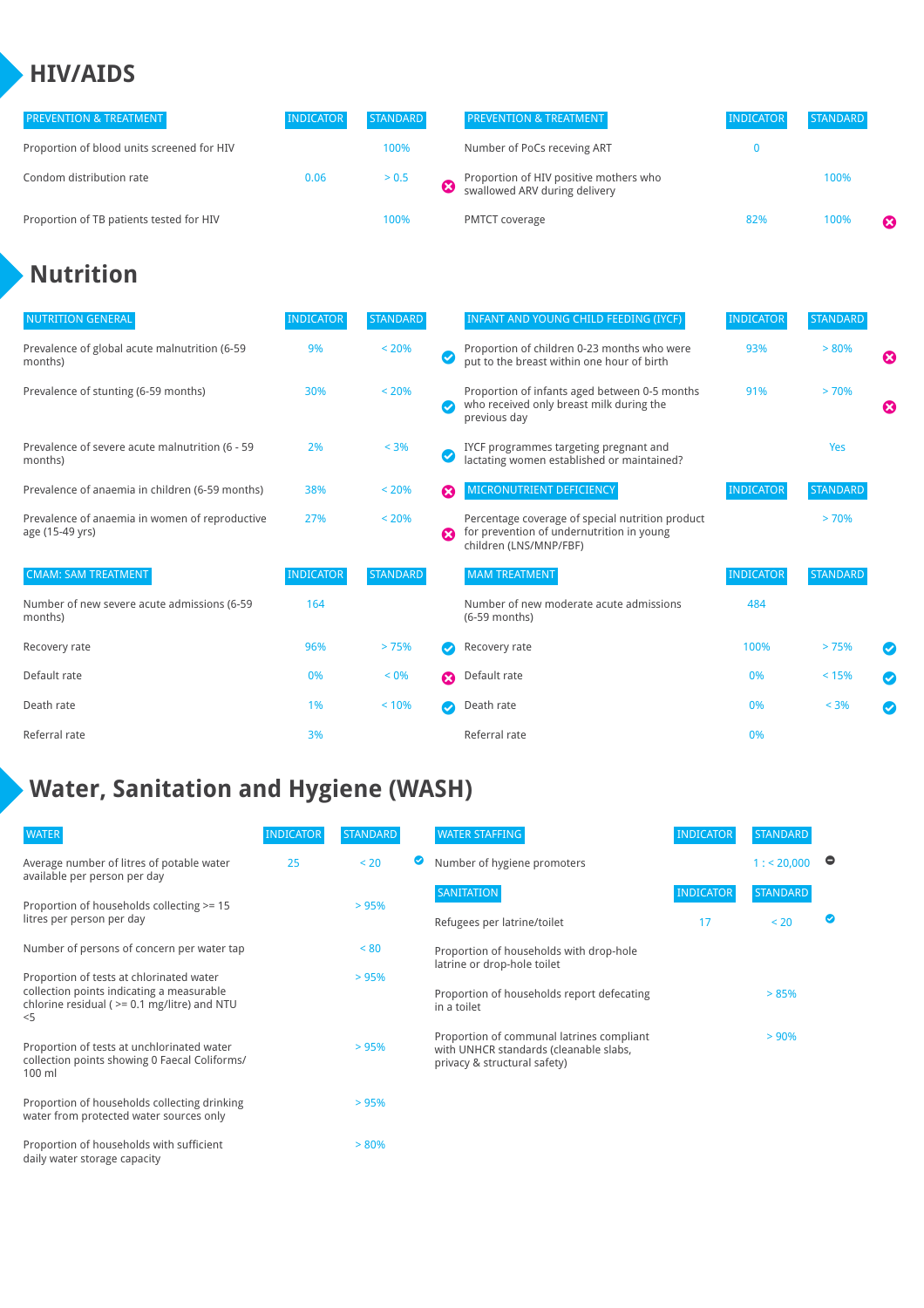# HIV/AIDS

| PREVENTION & TREATMENT | INDICATOR | STANDARD | |
|---|---|---|---|
| Proportion of blood units screened for HIV | | 100% | |
| Condom distribution rate | 0.06 | > 0.5 | ✖ |
| Proportion of TB patients tested for HIV | | 100% | |

| PREVENTION & TREATMENT | INDICATOR | STANDARD | |
|---|---|---|---|
| Number of PoCs receving ART | 0 | | |
| Proportion of HIV positive mothers who swallowed ARV during delivery | | 100% | |
| PMTCT coverage | 82% | 100% | ✖ |

# Nutrition

| NUTRITION GENERAL | INDICATOR | STANDARD | |
|---|---|---|---|
| Prevalence of global acute malnutrition (6-59 months) | 9% | < 20% | ✔ |
| Prevalence of stunting (6-59 months) | 30% | < 20% | ✔ |
| Prevalence of severe acute malnutrition (6 - 59 months) | 2% | < 3% | ✔ |
| Prevalence of anaemia in children (6-59 months) | 38% | < 20% | ✖ |
| Prevalence of anaemia in women of reproductive age (15-49 yrs) | 27% | < 20% | ✖ |

| INFANT AND YOUNG CHILD FEEDING (IYCF) | INDICATOR | STANDARD | |
|---|---|---|---|
| Proportion of children 0-23 months who were put to the breast within one hour of birth | 93% | > 80% | ✖ |
| Proportion of infants aged between 0-5 months who received only breast milk during the previous day | 91% | > 70% | ✖ |
| IYCF programmes targeting pregnant and lactating women established or maintained? | | Yes | |

| MICRONUTRIENT DEFICIENCY | INDICATOR | STANDARD | |
|---|---|---|---|
| Percentage coverage of special nutrition product for prevention of undernutrition in young children (LNS/MNP/FBF) | | > 70% | |

| CMAM: SAM TREATMENT | INDICATOR | STANDARD | |
|---|---|---|---|
| Number of new severe acute admissions (6-59 months) | 164 | | |
| Recovery rate | 96% | > 75% | ✔ |
| Default rate | 0% | < 0% | ✖ |
| Death rate | 1% | < 10% | ✔ |
| Referral rate | 3% | | |

| MAM TREATMENT | INDICATOR | STANDARD | |
|---|---|---|---|
| Number of new moderate acute admissions (6-59 months) | 484 | | |
| Recovery rate | 100% | > 75% | ✔ |
| Default rate | 0% | < 15% | ✔ |
| Death rate | 0% | < 3% | ✔ |
| Referral rate | 0% | | |

# Water, Sanitation and Hygiene (WASH)

| WATER | INDICATOR | STANDARD | |
|---|---|---|---|
| Average number of litres of potable water available per person per day | 25 | < 20 | ✔ |
| Proportion of households collecting >= 15 litres per person per day | | > 95% | |
| Number of persons of concern per water tap | | < 80 | |
| Proportion of tests at chlorinated water collection points indicating a measurable chlorine residual ( >= 0.1 mg/litre) and NTU <5 | | > 95% | |
| Proportion of tests at unchlorinated water collection points showing 0 Faecal Coliforms/ 100 ml | | > 95% | |
| Proportion of households collecting drinking water from protected water sources only | | > 95% | |
| Proportion of households with sufficient daily water storage capacity | | > 80% | |

| WATER STAFFING | INDICATOR | STANDARD | |
|---|---|---|---|
| Number of hygiene promoters | | 1 : < 20,000 | ⊖ |

| SANITATION | INDICATOR | STANDARD | |
|---|---|---|---|
| Refugees per latrine/toilet | 17 | < 20 | ✔ |
| Proportion of households with drop-hole latrine or drop-hole toilet | | | |
| Proportion of households report defecating in a toilet | | > 85% | |
| Proportion of communal latrines compliant with UNHCR standards (cleanable slabs, privacy & structural safety) | | > 90% | |